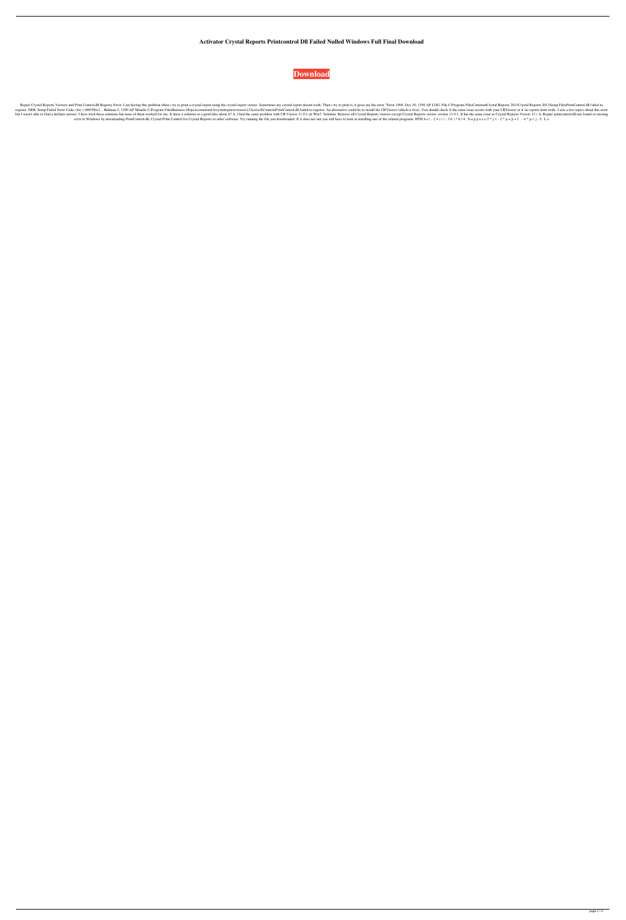# Activator Crystal Reports Printcontrol Dll Failed Nulled Windows Full Final Download

**Download**

Repair Crystal Reports Viewers and Print Control.dll Registry Error. I am having this problem when i try to print a crystal report using the crystal report viewer. Sometimes my crystal report doesnt work. Then i try to print it, it gives me the error "Error 1904. Dey 30, 1398 AP LOG: File C:Program FilesCommonCrystal Reports 2011Crystal Reports 2011Setup FilesPrintControl.dll failed to register. ERR: Setup Failed Error Code: (hr) = 800700c1. . Bahman 5, 1390 AP Moodle C:Program FilesBusiness Objectscommon4.0crystalreportsviewers12ActiveXControlsPrintControl.dll failed to register. An alternative could be to install the CRViewer (which is free). You should check if the same issue occurs with your CRViewer or if its reports dont work. I saw a few topics about this error but I wasn't able to find a definite answer. I have tried these solutions but none of them worked for me. Is there a solution or a good idea about it? A: I had the same problem with CR Viewer 11.0.1 on Win7. Solution: Remove all Crystal Reports viewers except Crystal Reports viewer version 11.0.1. It has the same issue as Crystal Reports Viewer 12 ( A: Repair printcontrol.dll not found or missing error in Windows by downloading PrintControl.dll, Crystal Print Control for Crystal Reports or other software. Try running the file you downloaded. If it does not run you will have to look at installing one of the related programs. HTH b e ( - 2 4 ) / ( - 3 6 ) * 6 / 4 . S u p p o s e 2 * j = - 2 * p + p + f , - 4 * p = j - 5 . L e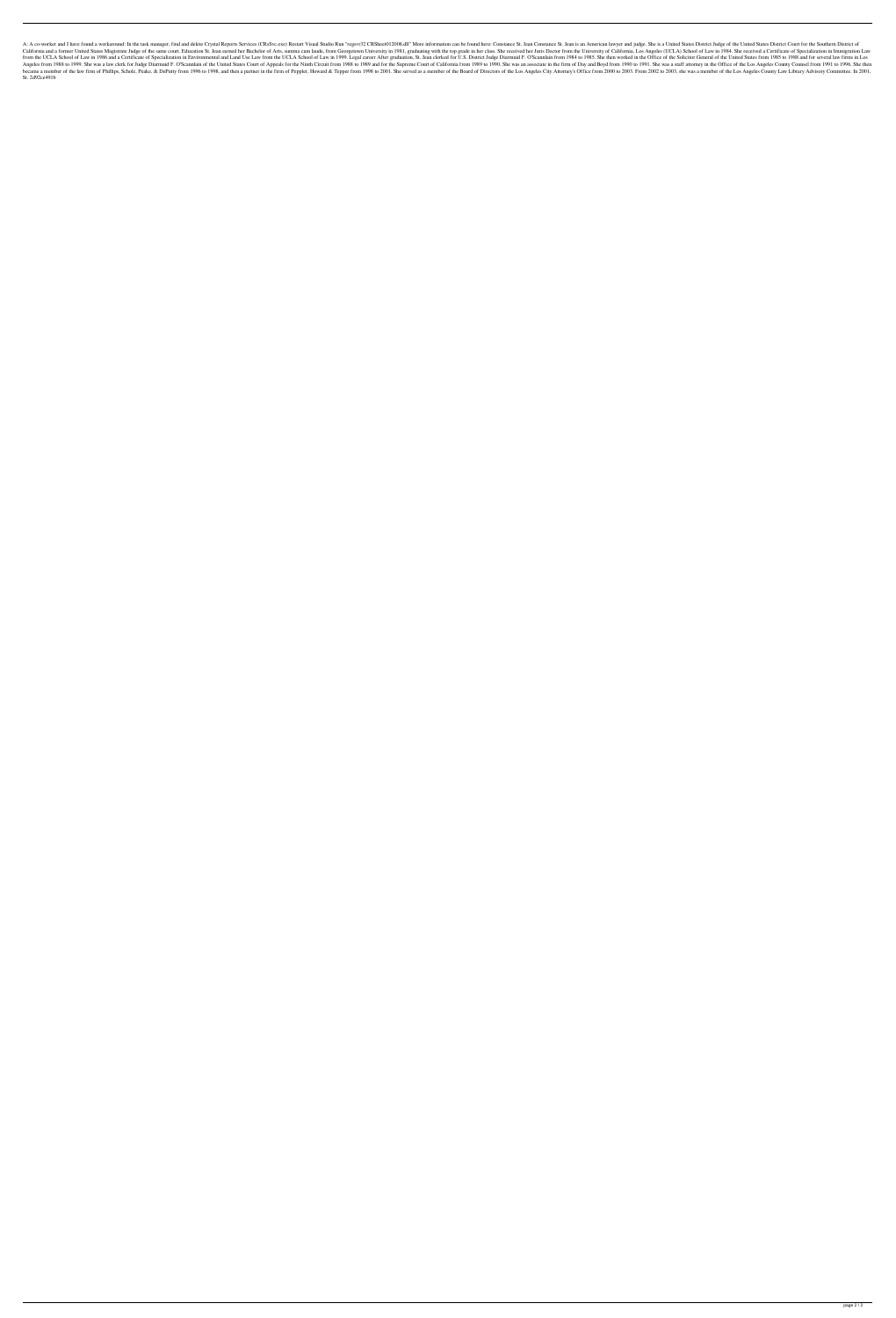A: A co-worker and I have found a workaround: In the task manager, find and delete Crystal Reports Services (CRxSvc.exe) Restart Visual Studio Run "regsvr32 CRSheet012008.dll" More information can be found here: Constance St. Jean Constance St. Jean is an American lawyer and judge. She is a United States District Judge of the United States District Court for the Southern District of California and a former United States Magistrate Judge of the same court. Education St. Jean earned her Bachelor of Arts, summa cum laude, from Georgetown University in 1981, graduating with the top grade in her class. She received her Juris Doctor from the University of California, Los Angeles (UCLA) School of Law in 1984. She received a Certificate of Specialization in Immigration Law from the UCLA School of Law in 1986 and a Certificate of Specialization in Environmental and Land Use Law from the UCLA School of Law in 1999. Legal career After graduation, St. Jean clerked for U.S. District Judge Diarmuid F. O'Scannlain from 1984 to 1985. She then worked in the Office of the Solicitor General of the United States from 1985 to 1988 and for several law firms in Los Angeles from 1988 to 1999. She was a law clerk for Judge Diarmuid F. O'Scannlain of the United States Court of Appeals for the Ninth Circuit from 1988 to 1989 and for the Supreme Court of California from 1989 to 1990. She was an associate in the firm of Day and Boyd from 1990 to 1991. She was a staff attorney in the Office of the Los Angeles County Counsel from 1991 to 1996. She then became a member of the law firm of Phillips, Scholz, Peake, & DePutty from 1996 to 1998, and then a partner in the firm of Peppler, Howard & Tepper from 1998 to 2001. She served as a member of the Board of Directors of the Los Angeles City Attorney's Office from 2000 to 2003. From 2002 to 2003, she was a member of the Los Angeles County Law Library Advisory Committee. In 2001, St. 2d92ce491b